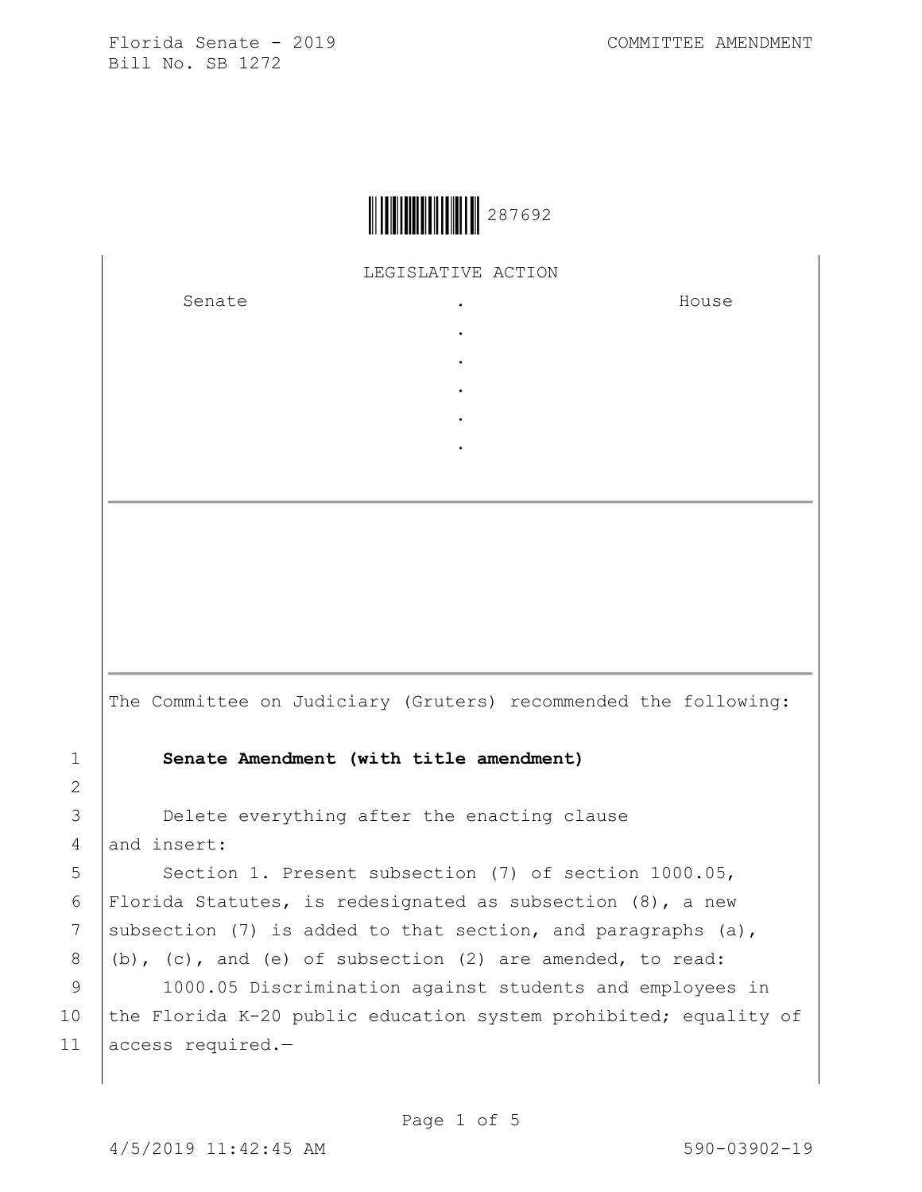Florida Senate - 2019
Bill No. SB 1272

COMMITTEE AMENDMENT

287692

LEGISLATIVE ACTION

| Senate | . | House |
|---|---|---|
| | . | |
| | . | |
| | . | |
| | . | |
| | . | |

The Committee on Judiciary (Gruters) recommended the following:

1 **Senate Amendment (with title amendment)**

2

3 Delete everything after the enacting clause
4 and insert:
5 Section 1. Present subsection (7) of section 1000.05,
6 Florida Statutes, is redesignated as subsection (8), a new
7 subsection (7) is added to that section, and paragraphs (a),
8 (b), (c), and (e) of subsection (2) are amended, to read:
9 1000.05 Discrimination against students and employees in
10 the Florida K-20 public education system prohibited; equality of
11 access required.—

4/5/2019 11:42:45 AM 590-03902-19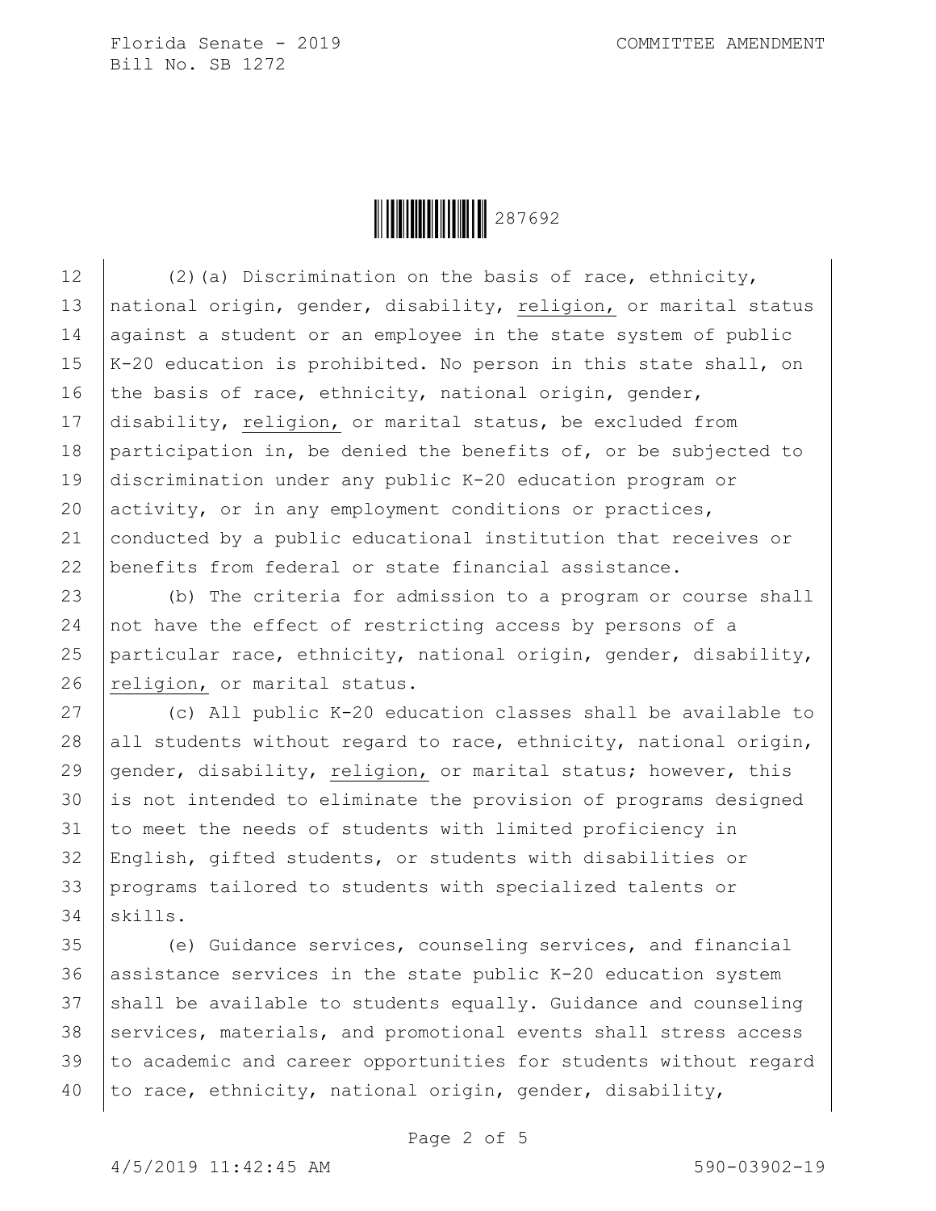(2)(a) Discrimination on the basis of race, ethnicity, national origin, gender, disability, religion, or marital status against a student or an employee in the state system of public K-20 education is prohibited. No person in this state shall, on the basis of race, ethnicity, national origin, gender, disability, religion, or marital status, be excluded from participation in, be denied the benefits of, or be subjected to discrimination under any public K-20 education program or activity, or in any employment conditions or practices, conducted by a public educational institution that receives or benefits from federal or state financial assistance.

(b) The criteria for admission to a program or course shall not have the effect of restricting access by persons of a particular race, ethnicity, national origin, gender, disability, religion, or marital status.

(c) All public K-20 education classes shall be available to all students without regard to race, ethnicity, national origin, gender, disability, religion, or marital status; however, this is not intended to eliminate the provision of programs designed to meet the needs of students with limited proficiency in English, gifted students, or students with disabilities or programs tailored to students with specialized talents or skills.

(e) Guidance services, counseling services, and financial assistance services in the state public K-20 education system shall be available to students equally. Guidance and counseling services, materials, and promotional events shall stress access to academic and career opportunities for students without regard to race, ethnicity, national origin, gender, disability,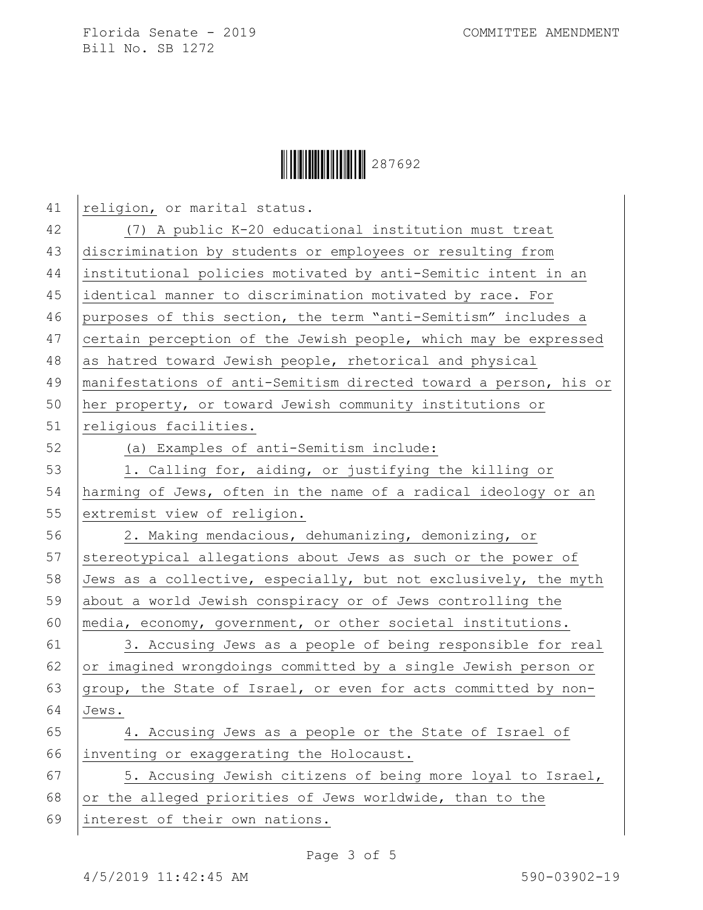religion, or marital status.

(7) A public K-20 educational institution must treat discrimination by students or employees or resulting from institutional policies motivated by anti-Semitic intent in an identical manner to discrimination motivated by race. For purposes of this section, the term "anti-Semitism" includes a certain perception of the Jewish people, which may be expressed as hatred toward Jewish people, rhetorical and physical manifestations of anti-Semitism directed toward a person, his or her property, or toward Jewish community institutions or religious facilities.

(a) Examples of anti-Semitism include:

1. Calling for, aiding, or justifying the killing or harming of Jews, often in the name of a radical ideology or an extremist view of religion.

2. Making mendacious, dehumanizing, demonizing, or stereotypical allegations about Jews as such or the power of Jews as a collective, especially, but not exclusively, the myth about a world Jewish conspiracy or of Jews controlling the media, economy, government, or other societal institutions.

3. Accusing Jews as a people of being responsible for real or imagined wrongdoings committed by a single Jewish person or group, the State of Israel, or even for acts committed by non-Jews.

4. Accusing Jews as a people or the State of Israel of inventing or exaggerating the Holocaust.

5. Accusing Jewish citizens of being more loyal to Israel, or the alleged priorities of Jews worldwide, than to the interest of their own nations.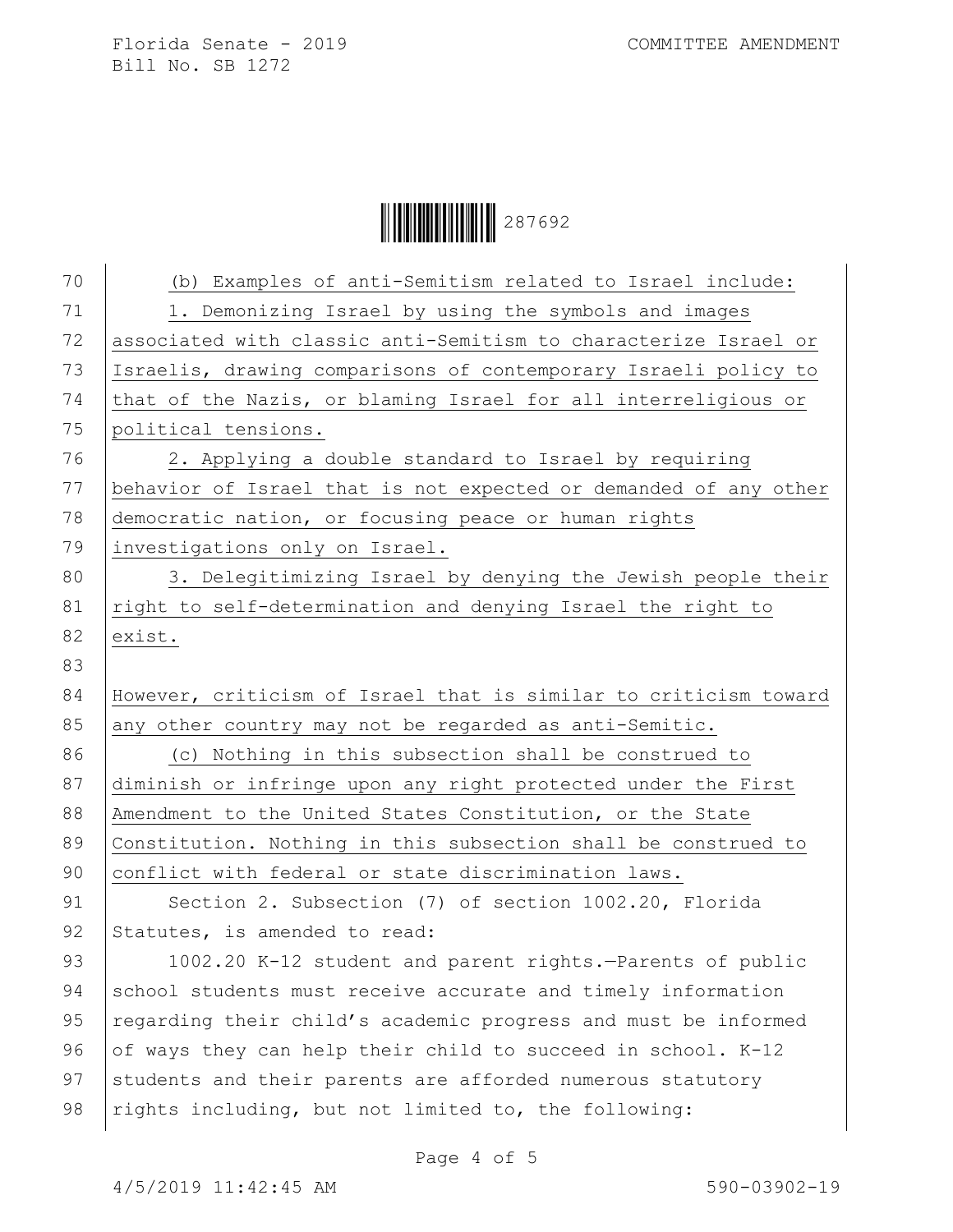(b) Examples of anti-Semitism related to Israel include:

1. Demonizing Israel by using the symbols and images associated with classic anti-Semitism to characterize Israel or Israelis, drawing comparisons of contemporary Israeli policy to that of the Nazis, or blaming Israel for all interreligious or political tensions.

2. Applying a double standard to Israel by requiring behavior of Israel that is not expected or demanded of any other democratic nation, or focusing peace or human rights investigations only on Israel.

3. Delegitimizing Israel by denying the Jewish people their right to self-determination and denying Israel the right to exist.

However, criticism of Israel that is similar to criticism toward any other country may not be regarded as anti-Semitic.

(c) Nothing in this subsection shall be construed to diminish or infringe upon any right protected under the First Amendment to the United States Constitution, or the State Constitution. Nothing in this subsection shall be construed to conflict with federal or state discrimination laws.

Section 2. Subsection (7) of section 1002.20, Florida Statutes, is amended to read:

1002.20 K-12 student and parent rights.—Parents of public school students must receive accurate and timely information regarding their child's academic progress and must be informed of ways they can help their child to succeed in school. K-12 students and their parents are afforded numerous statutory rights including, but not limited to, the following: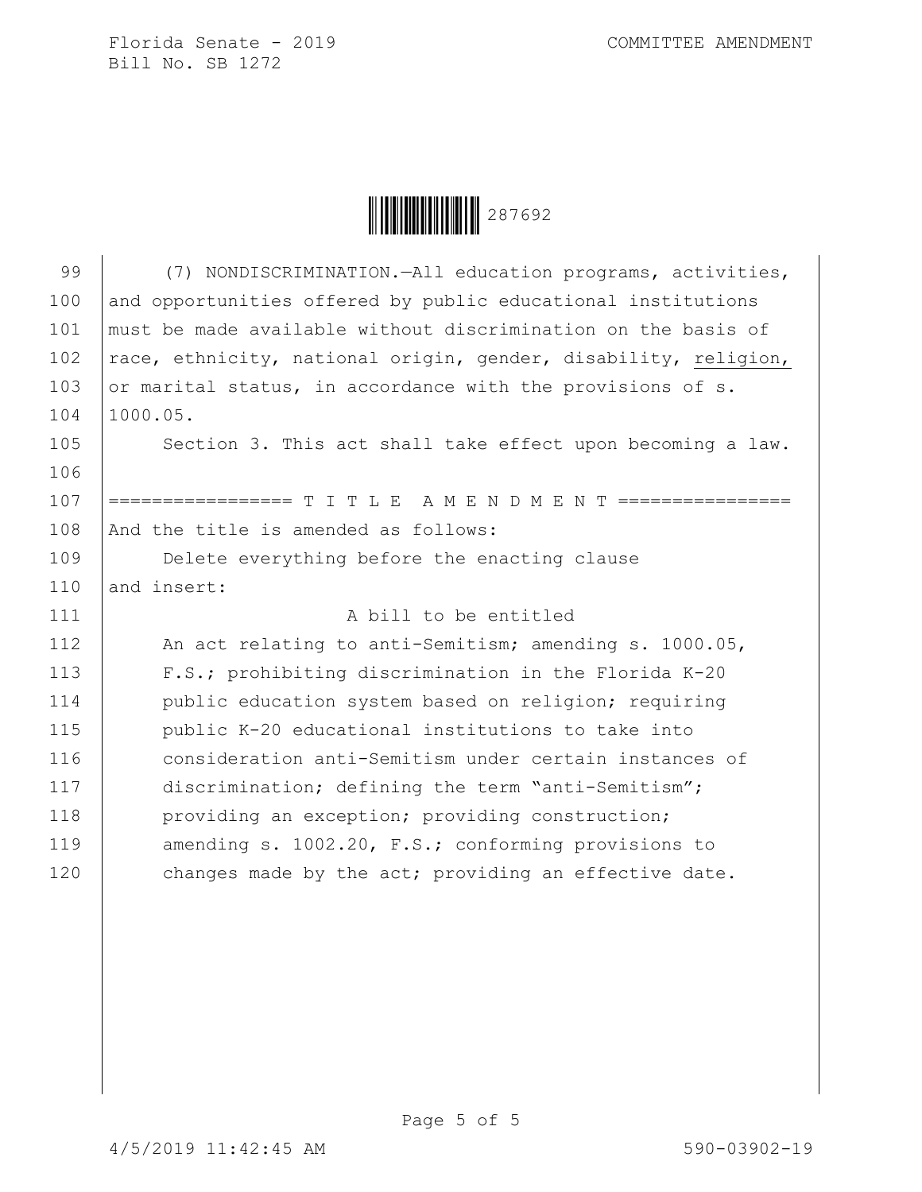(7) NONDISCRIMINATION.—All education programs, activities, and opportunities offered by public educational institutions must be made available without discrimination on the basis of race, ethnicity, national origin, gender, disability, <u>religion,</u> or marital status, in accordance with the provisions of s. 1000.05.

Section 3. This act shall take effect upon becoming a law.

================= T I T L E A M E N D M E N T ================

And the title is amended as follows:

Delete everything before the enacting clause and insert:

A bill to be entitled

An act relating to anti-Semitism; amending s. 1000.05, F.S.; prohibiting discrimination in the Florida K-20 public education system based on religion; requiring public K-20 educational institutions to take into consideration anti-Semitism under certain instances of discrimination; defining the term "anti-Semitism"; providing an exception; providing construction; amending s. 1002.20, F.S.; conforming provisions to changes made by the act; providing an effective date.